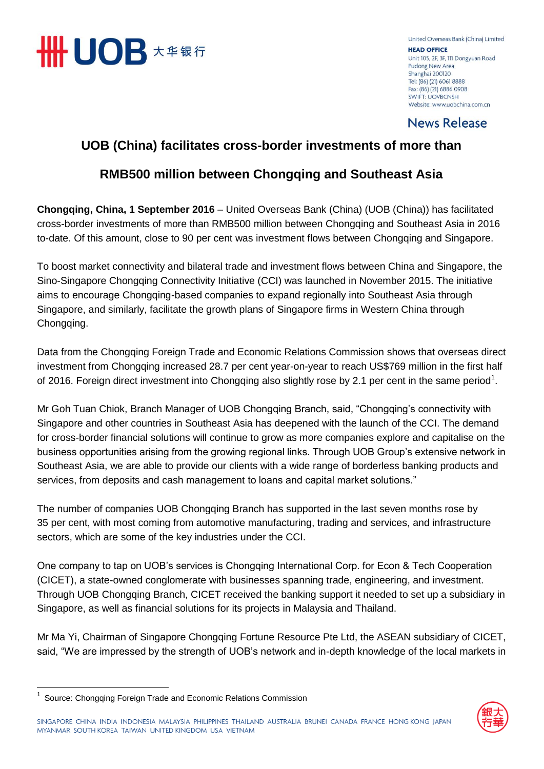United Overseas Bank (China) Limited

**HEAD OFFICE**
Unit 105, 2F, 3F, 111 Dongyuan Road
Pudong New Area
Shanghai 200120
Tel: (86) (21) 6061 8888
Fax: (86) (21) 6886 0908
SWIFT: UOVBCNSH
Website: www.uobchina.com.cn

News Release

# UOB (China) facilitates cross-border investments of more than RMB500 million between Chongqing and Southeast Asia

**Chongqing, China, 1 September 2016** – United Overseas Bank (China) (UOB (China)) has facilitated cross-border investments of more than RMB500 million between Chongqing and Southeast Asia in 2016 to-date. Of this amount, close to 90 per cent was investment flows between Chongqing and Singapore.

To boost market connectivity and bilateral trade and investment flows between China and Singapore, the Sino-Singapore Chongqing Connectivity Initiative (CCI) was launched in November 2015. The initiative aims to encourage Chongqing-based companies to expand regionally into Southeast Asia through Singapore, and similarly, facilitate the growth plans of Singapore firms in Western China through Chongqing.

Data from the Chongqing Foreign Trade and Economic Relations Commission shows that overseas direct investment from Chongqing increased 28.7 per cent year-on-year to reach US$769 million in the first half of 2016. Foreign direct investment into Chongqing also slightly rose by 2.1 per cent in the same period[1].

Mr Goh Tuan Chiok, Branch Manager of UOB Chongqing Branch, said, "Chongqing's connectivity with Singapore and other countries in Southeast Asia has deepened with the launch of the CCI. The demand for cross-border financial solutions will continue to grow as more companies explore and capitalise on the business opportunities arising from the growing regional links. Through UOB Group's extensive network in Southeast Asia, we are able to provide our clients with a wide range of borderless banking products and services, from deposits and cash management to loans and capital market solutions."

The number of companies UOB Chongqing Branch has supported in the last seven months rose by 35 per cent, with most coming from automotive manufacturing, trading and services, and infrastructure sectors, which are some of the key industries under the CCI.

One company to tap on UOB's services is Chongqing International Corp. for Econ & Tech Cooperation (CICET), a state-owned conglomerate with businesses spanning trade, engineering, and investment. Through UOB Chongqing Branch, CICET received the banking support it needed to set up a subsidiary in Singapore, as well as financial solutions for its projects in Malaysia and Thailand.

Mr Ma Yi, Chairman of Singapore Chongqing Fortune Resource Pte Ltd, the ASEAN subsidiary of CICET, said, "We are impressed by the strength of UOB's network and in-depth knowledge of the local markets in

[1] Source: Chongqing Foreign Trade and Economic Relations Commission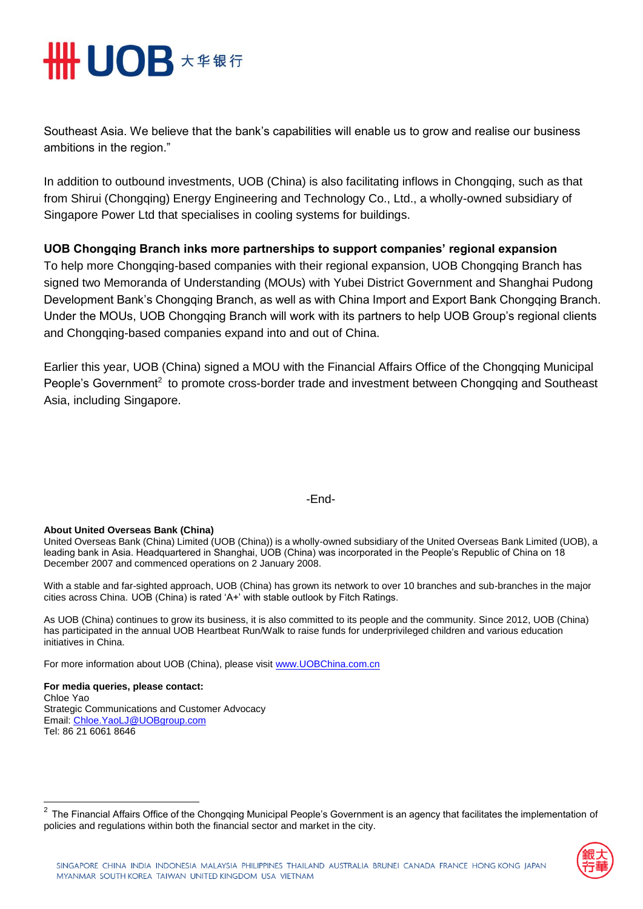Southeast Asia. We believe that the bank's capabilities will enable us to grow and realise our business ambitions in the region."

In addition to outbound investments, UOB (China) is also facilitating inflows in Chongqing, such as that from Shirui (Chongqing) Energy Engineering and Technology Co., Ltd., a wholly-owned subsidiary of Singapore Power Ltd that specialises in cooling systems for buildings.

**UOB Chongqing Branch inks more partnerships to support companies' regional expansion**

To help more Chongqing-based companies with their regional expansion, UOB Chongqing Branch has signed two Memoranda of Understanding (MOUs) with Yubei District Government and Shanghai Pudong Development Bank's Chongqing Branch, as well as with China Import and Export Bank Chongqing Branch. Under the MOUs, UOB Chongqing Branch will work with its partners to help UOB Group's regional clients and Chongqing-based companies expand into and out of China.

Earlier this year, UOB (China) signed a MOU with the Financial Affairs Office of the Chongqing Municipal People's Government[2] to promote cross-border trade and investment between Chongqing and Southeast Asia, including Singapore.

-End-

**About United Overseas Bank (China)**

United Overseas Bank (China) Limited (UOB (China)) is a wholly-owned subsidiary of the United Overseas Bank Limited (UOB), a leading bank in Asia. Headquartered in Shanghai, UOB (China) was incorporated in the People's Republic of China on 18 December 2007 and commenced operations on 2 January 2008.

With a stable and far-sighted approach, UOB (China) has grown its network to over 10 branches and sub-branches in the major cities across China. UOB (China) is rated 'A+' with stable outlook by Fitch Ratings.

As UOB (China) continues to grow its business, it is also committed to its people and the community. Since 2012, UOB (China) has participated in the annual UOB Heartbeat Run/Walk to raise funds for underprivileged children and various education initiatives in China.

For more information about UOB (China), please visit www.UOBChina.com.cn

**For media queries, please contact:**

Chloe Yao
Strategic Communications and Customer Advocacy
Email: Chloe.YaoLJ@UOBgroup.com
Tel: 86 21 6061 8646

[2] The Financial Affairs Office of the Chongqing Municipal People's Government is an agency that facilitates the implementation of policies and regulations within both the financial sector and market in the city.